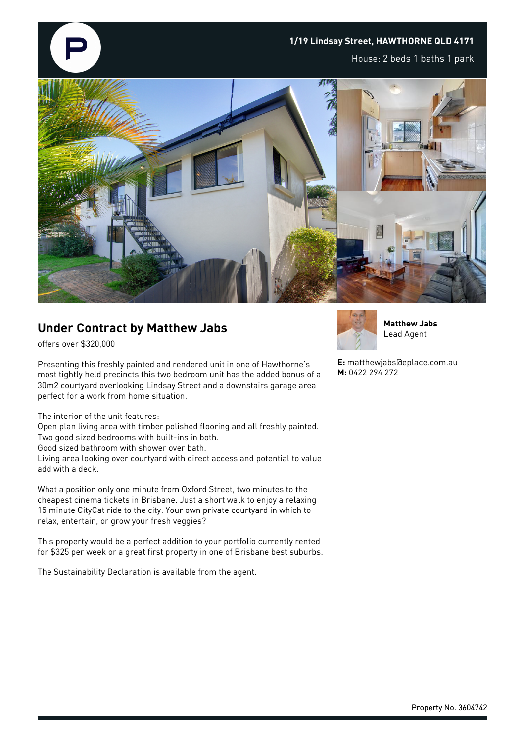**1/19 Lindsay Street, HAWTHORNE QLD 4171**

House: 2 beds 1 baths 1 park

## Under Contract by Matthew Jabs

offers over $320,000

Presenting this freshly painted and rendered unit in one of Hawthorne's most tightly held precincts this two bedroom unit has the added bonus of a 30m2 courtyard overlooking Lindsay Street and a downstairs garage area perfect for a work from home situation.

The interior of the unit features:
Open plan living area with timber polished flooring and all freshly painted.
Two good sized bedrooms with built-ins in both.
Good sized bathroom with shower over bath.
Living area looking over courtyard with direct access and potential to value add with a deck.

What a position only one minute from Oxford Street, two minutes to the cheapest cinema tickets in Brisbane. Just a short walk to enjoy a relaxing 15 minute CityCat ride to the city. Your own private courtyard in which to relax, entertain, or grow your fresh veggies?

This property would be a perfect addition to your portfolio currently rented for $325 per week or a great first property in one of Brisbane best suburbs.

The Sustainability Declaration is available from the agent.

**Matthew Jabs**
Lead Agent

**E:** matthewjabs@eplace.com.au
**M:** 0422 294 272

Property No. 3604742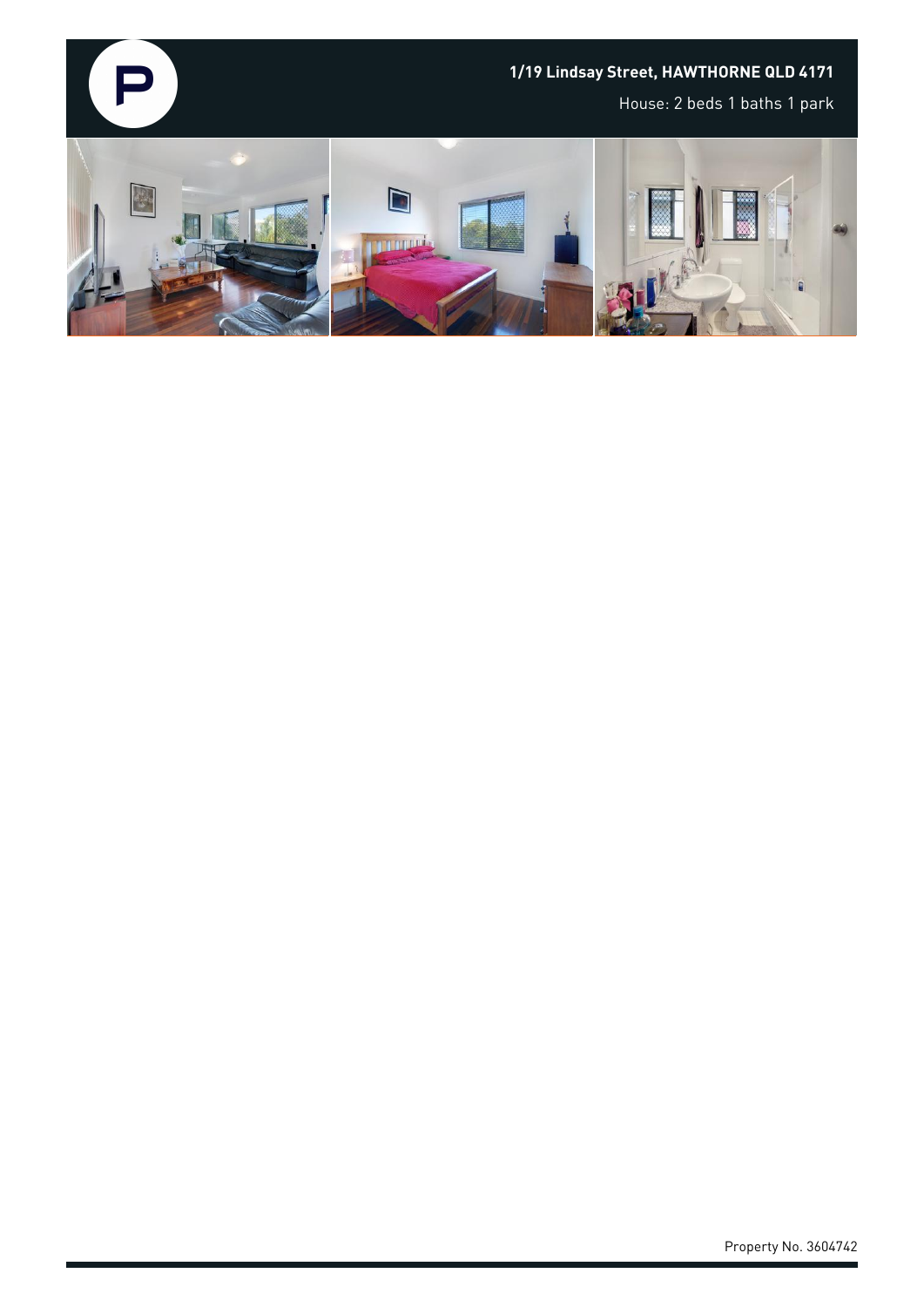**1/19 Lindsay Street, HAWTHORNE QLD 4171**

House: 2 beds 1 baths 1 park

Property No. 3604742